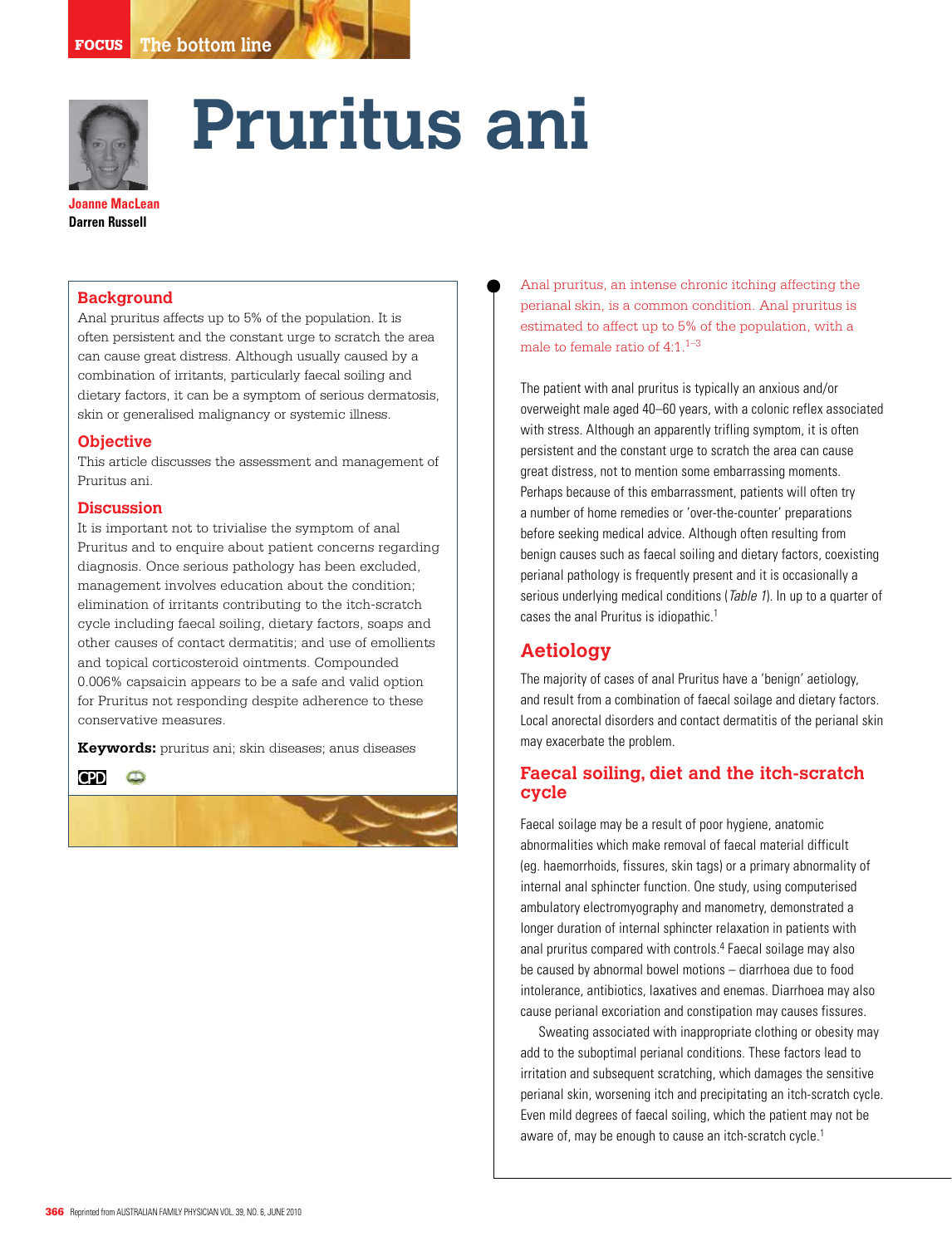FOCUS The bottom line

# Pruritus ani

**Joanne MacLean**
**Darren Russell**

## Background

Anal pruritus affects up to 5% of the population. It is often persistent and the constant urge to scratch the area can cause great distress. Although usually caused by a combination of irritants, particularly faecal soiling and dietary factors, it can be a symptom of serious dermatosis, skin or generalised malignancy or systemic illness.

## Objective

This article discusses the assessment and management of Pruritus ani.

## Discussion

It is important not to trivialise the symptom of anal Pruritus and to enquire about patient concerns regarding diagnosis. Once serious pathology has been excluded, management involves education about the condition; elimination of irritants contributing to the itch-scratch cycle including faecal soiling, dietary factors, soaps and other causes of contact dermatitis; and use of emollients and topical corticosteroid ointments. Compounded 0.006% capsaicin appears to be a safe and valid option for Pruritus not responding despite adherence to these conservative measures.

**Keywords:** pruritus ani; skin diseases; anus diseases

CPD

Anal pruritus, an intense chronic itching affecting the perianal skin, is a common condition. Anal pruritus is estimated to affect up to 5% of the population, with a male to female ratio of 4:1.[1–3]

The patient with anal pruritus is typically an anxious and/or overweight male aged 40–60 years, with a colonic reflex associated with stress. Although an apparently trifling symptom, it is often persistent and the constant urge to scratch the area can cause great distress, not to mention some embarrassing moments. Perhaps because of this embarrassment, patients will often try a number of home remedies or 'over-the-counter' preparations before seeking medical advice. Although often resulting from benign causes such as faecal soiling and dietary factors, coexisting perianal pathology is frequently present and it is occasionally a serious underlying medical conditions (*Table 1*). In up to a quarter of cases the anal Pruritus is idiopathic.[1]

## Aetiology

The majority of cases of anal Pruritus have a 'benign' aetiology, and result from a combination of faecal soilage and dietary factors. Local anorectal disorders and contact dermatitis of the perianal skin may exacerbate the problem.

### Faecal soiling, diet and the itch-scratch cycle

Faecal soilage may be a result of poor hygiene, anatomic abnormalities which make removal of faecal material difficult (eg. haemorrhoids, fissures, skin tags) or a primary abnormality of internal anal sphincter function. One study, using computerised ambulatory electromyography and manometry, demonstrated a longer duration of internal sphincter relaxation in patients with anal pruritus compared with controls.[4] Faecal soilage may also be caused by abnormal bowel motions – diarrhoea due to food intolerance, antibiotics, laxatives and enemas. Diarrhoea may also cause perianal excoriation and constipation may causes fissures.

Sweating associated with inappropriate clothing or obesity may add to the suboptimal perianal conditions. These factors lead to irritation and subsequent scratching, which damages the sensitive perianal skin, worsening itch and precipitating an itch-scratch cycle. Even mild degrees of faecal soiling, which the patient may not be aware of, may be enough to cause an itch-scratch cycle.[1]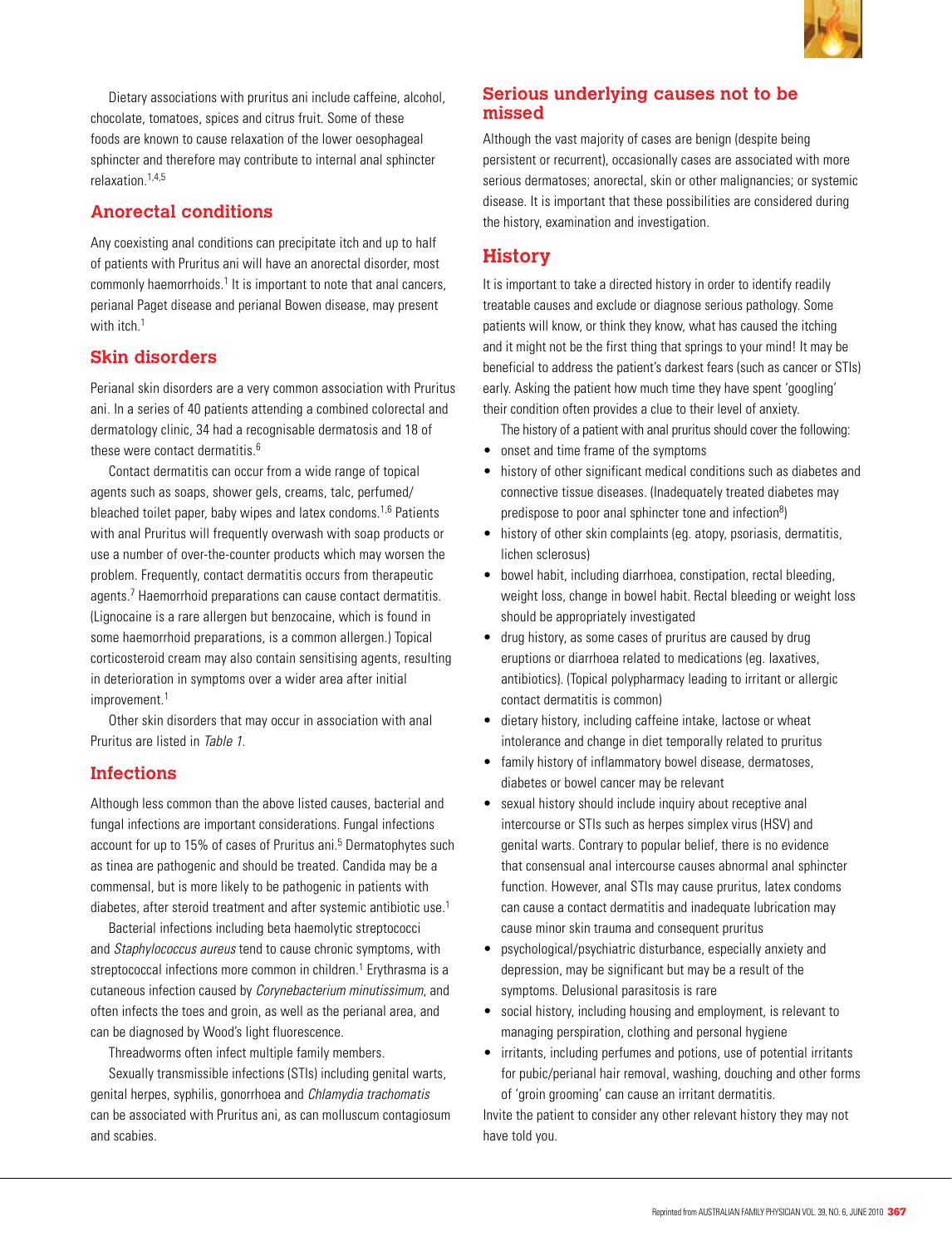Dietary associations with pruritus ani include caffeine, alcohol, chocolate, tomatoes, spices and citrus fruit. Some of these foods are known to cause relaxation of the lower oesophageal sphincter and therefore may contribute to internal anal sphincter relaxation.[1,4,5]

## Anorectal conditions

Any coexisting anal conditions can precipitate itch and up to half of patients with Pruritus ani will have an anorectal disorder, most commonly haemorrhoids.[1] It is important to note that anal cancers, perianal Paget disease and perianal Bowen disease, may present with itch.[1]

## Skin disorders

Perianal skin disorders are a very common association with Pruritus ani. In a series of 40 patients attending a combined colorectal and dermatology clinic, 34 had a recognisable dermatosis and 18 of these were contact dermatitis.[6]

Contact dermatitis can occur from a wide range of topical agents such as soaps, shower gels, creams, talc, perfumed/bleached toilet paper, baby wipes and latex condoms.[1,6] Patients with anal Pruritus will frequently overwash with soap products or use a number of over-the-counter products which may worsen the problem. Frequently, contact dermatitis occurs from therapeutic agents.[7] Haemorrhoid preparations can cause contact dermatitis. (Lignocaine is a rare allergen but benzocaine, which is found in some haemorrhoid preparations, is a common allergen.) Topical corticosteroid cream may also contain sensitising agents, resulting in deterioration in symptoms over a wider area after initial improvement.[1]

Other skin disorders that may occur in association with anal Pruritus are listed in *Table 1*.

## Infections

Although less common than the above listed causes, bacterial and fungal infections are important considerations. Fungal infections account for up to 15% of cases of Pruritus ani.[5] Dermatophytes such as tinea are pathogenic and should be treated. Candida may be a commensal, but is more likely to be pathogenic in patients with diabetes, after steroid treatment and after systemic antibiotic use.[1]

Bacterial infections including beta haemolytic streptococci and *Staphylococcus aureus* tend to cause chronic symptoms, with streptococcal infections more common in children.[1] Erythrasma is a cutaneous infection caused by *Corynebacterium minutissimum*, and often infects the toes and groin, as well as the perianal area, and can be diagnosed by Wood's light fluorescence.

Threadworms often infect multiple family members.

Sexually transmissible infections (STIs) including genital warts, genital herpes, syphilis, gonorrhoea and *Chlamydia trachomatis* can be associated with Pruritus ani, as can molluscum contagiosum and scabies.

## Serious underlying causes not to be missed

Although the vast majority of cases are benign (despite being persistent or recurrent), occasionally cases are associated with more serious dermatoses; anorectal, skin or other malignancies; or systemic disease. It is important that these possibilities are considered during the history, examination and investigation.

## History

It is important to take a directed history in order to identify readily treatable causes and exclude or diagnose serious pathology. Some patients will know, or think they know, what has caused the itching and it might not be the first thing that springs to your mind! It may be beneficial to address the patient's darkest fears (such as cancer or STIs) early. Asking the patient how much time they have spent 'googling' their condition often provides a clue to their level of anxiety.

The history of a patient with anal pruritus should cover the following:

- onset and time frame of the symptoms
- history of other significant medical conditions such as diabetes and connective tissue diseases. (Inadequately treated diabetes may predispose to poor anal sphincter tone and infection[8])
- history of other skin complaints (eg. atopy, psoriasis, dermatitis, lichen sclerosus)
- bowel habit, including diarrhoea, constipation, rectal bleeding, weight loss, change in bowel habit. Rectal bleeding or weight loss should be appropriately investigated
- drug history, as some cases of pruritus are caused by drug eruptions or diarrhoea related to medications (eg. laxatives, antibiotics). (Topical polypharmacy leading to irritant or allergic contact dermatitis is common)
- dietary history, including caffeine intake, lactose or wheat intolerance and change in diet temporally related to pruritus
- family history of inflammatory bowel disease, dermatoses, diabetes or bowel cancer may be relevant
- sexual history should include inquiry about receptive anal intercourse or STIs such as herpes simplex virus (HSV) and genital warts. Contrary to popular belief, there is no evidence that consensual anal intercourse causes abnormal anal sphincter function. However, anal STIs may cause pruritus, latex condoms can cause a contact dermatitis and inadequate lubrication may cause minor skin trauma and consequent pruritus
- psychological/psychiatric disturbance, especially anxiety and depression, may be significant but may be a result of the symptoms. Delusional parasitosis is rare
- social history, including housing and employment, is relevant to managing perspiration, clothing and personal hygiene
- irritants, including perfumes and potions, use of potential irritants for pubic/perianal hair removal, washing, douching and other forms of 'groin grooming' can cause an irritant dermatitis.

Invite the patient to consider any other relevant history they may not have told you.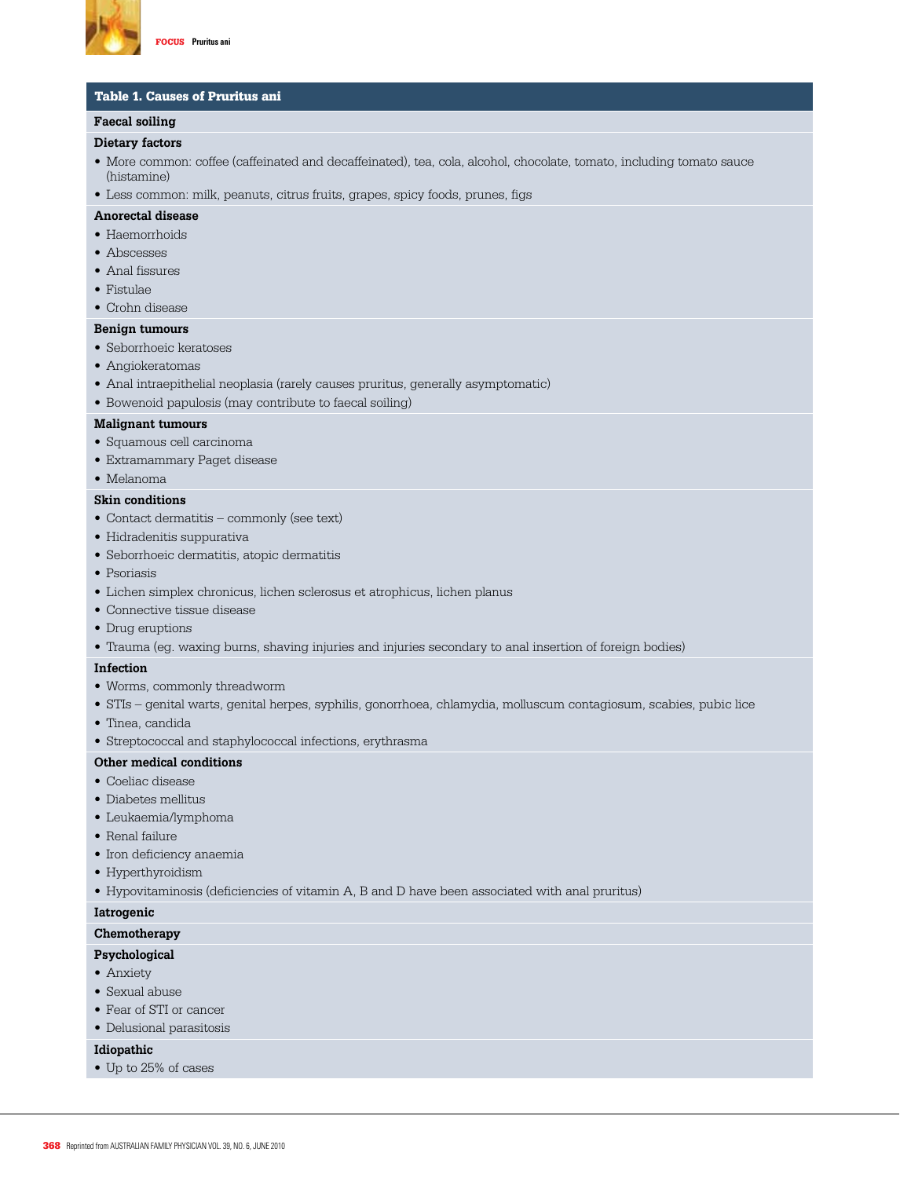**Table 1. Causes of Pruritus ani**

**Faecal soiling**

**Dietary factors**

- More common: coffee (caffeinated and decaffeinated), tea, cola, alcohol, chocolate, tomato, including tomato sauce (histamine)
- Less common: milk, peanuts, citrus fruits, grapes, spicy foods, prunes, figs

**Anorectal disease**

- Haemorrhoids
- Abscesses
- Anal fissures
- Fistulae
- Crohn disease

**Benign tumours**

- Seborrhoeic keratoses
- Angiokeratomas
- Anal intraepithelial neoplasia (rarely causes pruritus, generally asymptomatic)
- Bowenoid papulosis (may contribute to faecal soiling)

**Malignant tumours**

- Squamous cell carcinoma
- Extramammary Paget disease
- Melanoma

**Skin conditions**

- Contact dermatitis – commonly (see text)
- Hidradenitis suppurativa
- Seborrhoeic dermatitis, atopic dermatitis
- Psoriasis
- Lichen simplex chronicus, lichen sclerosus et atrophicus, lichen planus
- Connective tissue disease
- Drug eruptions
- Trauma (eg. waxing burns, shaving injuries and injuries secondary to anal insertion of foreign bodies)

**Infection**

- Worms, commonly threadworm
- STIs – genital warts, genital herpes, syphilis, gonorrhoea, chlamydia, molluscum contagiosum, scabies, pubic lice
- Tinea, candida
- Streptococcal and staphylococcal infections, erythrasma

**Other medical conditions**

- Coeliac disease
- Diabetes mellitus
- Leukaemia/lymphoma
- Renal failure
- Iron deficiency anaemia
- Hyperthyroidism
- Hypovitaminosis (deficiencies of vitamin A, B and D have been associated with anal pruritus)

**Iatrogenic**

**Chemotherapy**

**Psychological**

- Anxiety
- Sexual abuse
- Fear of STI or cancer
- Delusional parasitosis

**Idiopathic**

- Up to 25% of cases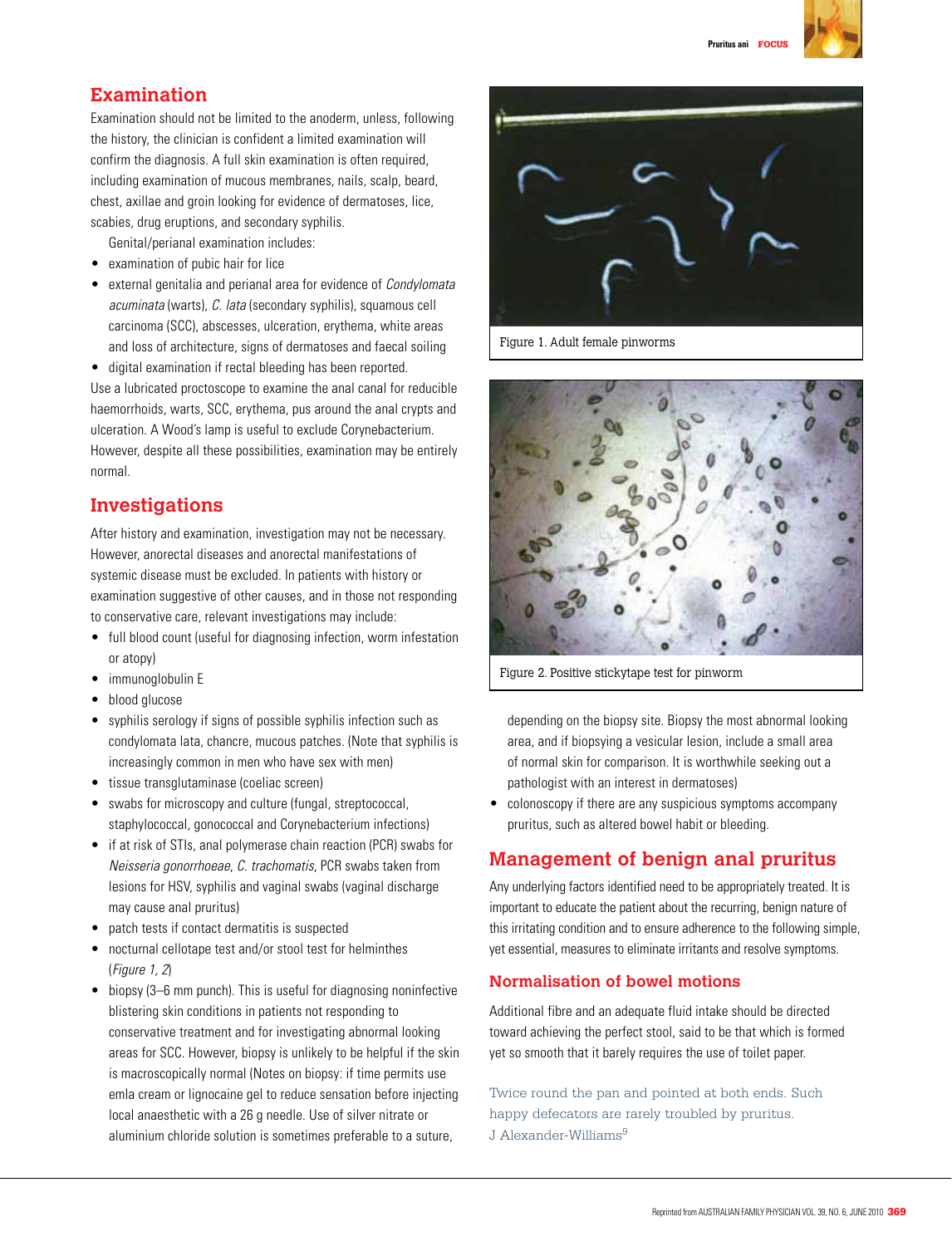## Examination

Examination should not be limited to the anoderm, unless, following the history, the clinician is confident a limited examination will confirm the diagnosis. A full skin examination is often required, including examination of mucous membranes, nails, scalp, beard, chest, axillae and groin looking for evidence of dermatoses, lice, scabies, drug eruptions, and secondary syphilis.

Genital/perianal examination includes:

- examination of pubic hair for lice
- external genitalia and perianal area for evidence of *Condylomata acuminata* (warts), *C. lata* (secondary syphilis), squamous cell carcinoma (SCC), abscesses, ulceration, erythema, white areas and loss of architecture, signs of dermatoses and faecal soiling
- digital examination if rectal bleeding has been reported.

Use a lubricated proctoscope to examine the anal canal for reducible haemorrhoids, warts, SCC, erythema, pus around the anal crypts and ulceration. A Wood's lamp is useful to exclude Corynebacterium. However, despite all these possibilities, examination may be entirely normal.

## Investigations

After history and examination, investigation may not be necessary. However, anorectal diseases and anorectal manifestations of systemic disease must be excluded. In patients with history or examination suggestive of other causes, and in those not responding to conservative care, relevant investigations may include:

- full blood count (useful for diagnosing infection, worm infestation or atopy)
- immunoglobulin E
- blood glucose
- syphilis serology if signs of possible syphilis infection such as condylomata lata, chancre, mucous patches. (Note that syphilis is increasingly common in men who have sex with men)
- tissue transglutaminase (coeliac screen)
- swabs for microscopy and culture (fungal, streptococcal, staphylococcal, gonococcal and Corynebacterium infections)
- if at risk of STIs, anal polymerase chain reaction (PCR) swabs for *Neisseria gonorrhoeae*, *C. trachomatis*, PCR swabs taken from lesions for HSV, syphilis and vaginal swabs (vaginal discharge may cause anal pruritus)
- patch tests if contact dermatitis is suspected
- nocturnal cellotape test and/or stool test for helminthes (*Figure 1, 2*)
- biopsy (3–6 mm punch). This is useful for diagnosing noninfective blistering skin conditions in patients not responding to conservative treatment and for investigating abnormal looking areas for SCC. However, biopsy is unlikely to be helpful if the skin is macroscopically normal (Notes on biopsy: if time permits use emla cream or lignocaine gel to reduce sensation before injecting local anaesthetic with a 26 g needle. Use of silver nitrate or aluminium chloride solution is sometimes preferable to a suture, depending on the biopsy site. Biopsy the most abnormal looking area, and if biopsying a vesicular lesion, include a small area of normal skin for comparison. It is worthwhile seeking out a pathologist with an interest in dermatoses)
- colonoscopy if there are any suspicious symptoms accompany pruritus, such as altered bowel habit or bleeding.

Figure 1. Adult female pinworms

Figure 2. Positive stickytape test for pinworm

## Management of benign anal pruritus

Any underlying factors identified need to be appropriately treated. It is important to educate the patient about the recurring, benign nature of this irritating condition and to ensure adherence to the following simple, yet essential, measures to eliminate irritants and resolve symptoms.

### Normalisation of bowel motions

Additional fibre and an adequate fluid intake should be directed toward achieving the perfect stool, said to be that which is formed yet so smooth that it barely requires the use of toilet paper.

> Twice round the pan and pointed at both ends. Such happy defecators are rarely troubled by pruritus.
> J Alexander-Williams[9]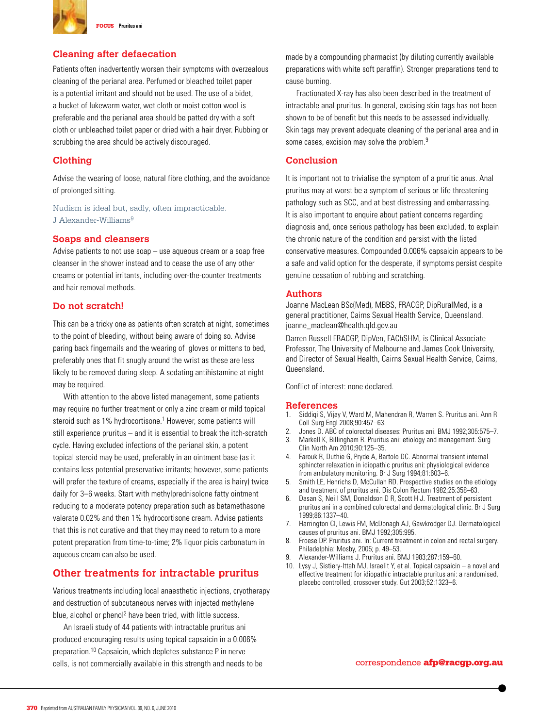## Cleaning after defaecation

Patients often inadvertently worsen their symptoms with overzealous cleaning of the perianal area. Perfumed or bleached toilet paper is a potential irritant and should not be used. The use of a bidet, a bucket of lukewarm water, wet cloth or moist cotton wool is preferable and the perianal area should be patted dry with a soft cloth or unbleached toilet paper or dried with a hair dryer. Rubbing or scrubbing the area should be actively discouraged.

## Clothing

Advise the wearing of loose, natural fibre clothing, and the avoidance of prolonged sitting.

> Nudism is ideal but, sadly, often impracticable.
> J Alexander-Williams[9]

## Soaps and cleansers

Advise patients to not use soap – use aqueous cream or a soap free cleanser in the shower instead and to cease the use of any other creams or potential irritants, including over-the-counter treatments and hair removal methods.

## Do not scratch!

This can be a tricky one as patients often scratch at night, sometimes to the point of bleeding, without being aware of doing so. Advise paring back fingernails and the wearing of gloves or mittens to bed, preferably ones that fit snugly around the wrist as these are less likely to be removed during sleep. A sedating antihistamine at night may be required.

With attention to the above listed management, some patients may require no further treatment or only a zinc cream or mild topical steroid such as 1% hydrocortisone.[1] However, some patients will still experience pruritus – and it is essential to break the itch-scratch cycle. Having excluded infections of the perianal skin, a potent topical steroid may be used, preferably in an ointment base (as it contains less potential preservative irritants; however, some patients will prefer the texture of creams, especially if the area is hairy) twice daily for 3–6 weeks. Start with methylprednisolone fatty ointment reducing to a moderate potency preparation such as betamethasone valerate 0.02% and then 1% hydrocortisone cream. Advise patients that this is not curative and that they may need to return to a more potent preparation from time-to-time; 2% liquor picis carbonatum in aqueous cream can also be used.

## Other treatments for intractable pruritus

Various treatments including local anaesthetic injections, cryotherapy and destruction of subcutaneous nerves with injected methylene blue, alcohol or phenol[2] have been tried, with little success.

An Israeli study of 44 patients with intractable pruritus ani produced encouraging results using topical capsaicin in a 0.006% preparation.[10] Capsaicin, which depletes substance P in nerve cells, is not commercially available in this strength and needs to be made by a compounding pharmacist (by diluting currently available preparations with white soft paraffin). Stronger preparations tend to cause burning.

Fractionated X-ray has also been described in the treatment of intractable anal pruritus. In general, excising skin tags has not been shown to be of benefit but this needs to be assessed individually. Skin tags may prevent adequate cleaning of the perianal area and in some cases, excision may solve the problem.[9]

## Conclusion

It is important not to trivialise the symptom of a pruritic anus. Anal pruritus may at worst be a symptom of serious or life threatening pathology such as SCC, and at best distressing and embarrassing. It is also important to enquire about patient concerns regarding diagnosis and, once serious pathology has been excluded, to explain the chronic nature of the condition and persist with the listed conservative measures. Compounded 0.006% capsaicin appears to be a safe and valid option for the desperate, if symptoms persist despite genuine cessation of rubbing and scratching.

## Authors

Joanne MacLean BSc(Med), MBBS, FRACGP, DipRuralMed, is a general practitioner, Cairns Sexual Health Service, Queensland. joanne_maclean@health.qld.gov.au

Darren Russell FRACGP, DipVen, FAChSHM, is Clinical Associate Professor, The University of Melbourne and James Cook University, and Director of Sexual Health, Cairns Sexual Health Service, Cairns, Queensland.

Conflict of interest: none declared.

## References

1. Siddiqi S, Vijay V, Ward M, Mahendran R, Warren S. Pruritus ani. Ann R Coll Surg Engl 2008;90:457–63.
2. Jones D. ABC of colorectal diseases: Pruritus ani. BMJ 1992;305:575–7.
3. Markell K, Billingham R. Pruritus ani: etiology and management. Surg Clin North Am 2010;90:125–35.
4. Farouk R, Duthie G, Pryde A, Bartolo DC. Abnormal transient internal sphincter relaxation in idiopathic pruritus ani: physiological evidence from ambulatory monitoring. Br J Surg 1994;81:603–6.
5. Smith LE, Henrichs D, McCullah RD. Prospective studies on the etiology and treatment of pruritus ani. Dis Colon Rectum 1982;25:358–63.
6. Dasan S, Neill SM, Donaldson D R, Scott H J. Treatment of persistent pruritus ani in a combined colorectal and dermatological clinic. Br J Surg 1999;86:1337–40.
7. Harrington CI, Lewis FM, McDonagh AJ, Gawkrodger DJ. Dermatological causes of pruritus ani. BMJ 1992;305:995.
8. Froese DP. Pruritus ani. In: Current treatment in colon and rectal surgery. Philadelphia: Mosby, 2005; p. 49–53.
9. Alexander-Williams J. Pruritus ani. BMJ 1983;287:159–60.
10. Lysy J, Sistiery-Ittah MJ, Israelit Y, et al. Topical capsaicin – a novel and effective treatment for idiopathic intractable pruritus ani: a randomised, placebo controlled, crossover study. Gut 2003;52:1323–6.

correspondence afp@racgp.org.au